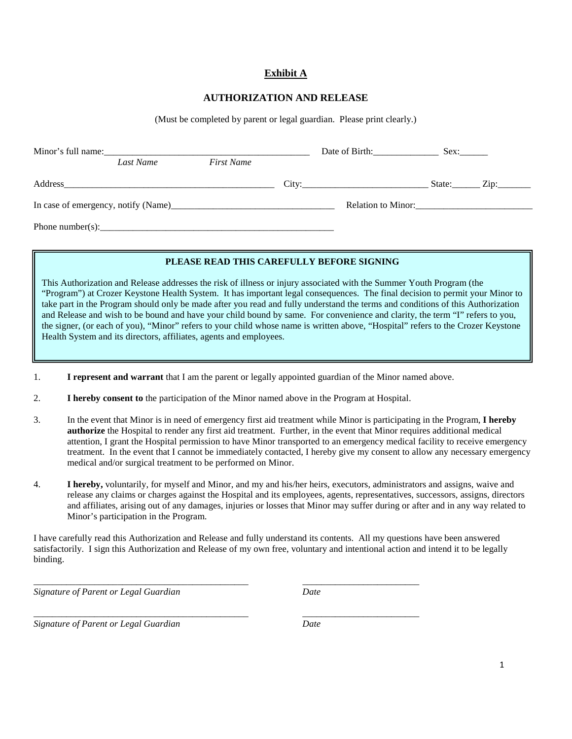**Exhibit A**

**AUTHORIZATION AND RELEASE**

(Must be completed by parent or legal guardian. Please print clearly.)

Minor's full name:_____________________________________________ Date of Birth:______________ Sex:______
*Last Name* *First Name*

Address_______________________________________________ City:___________________________ State:______ Zip:_______

In case of emergency, notify (Name)___________________________________ Relation to Minor:_________________________

Phone number(s):_____________________________________________________

**PLEASE READ THIS CAREFULLY BEFORE SIGNING**

This Authorization and Release addresses the risk of illness or injury associated with the Summer Youth Program (the "Program") at Crozer Keystone Health System. It has important legal consequences. The final decision to permit your Minor to take part in the Program should only be made after you read and fully understand the terms and conditions of this Authorization and Release and wish to be bound and have your child bound by same. For convenience and clarity, the term "I" refers to you, the signer, (or each of you), "Minor" refers to your child whose name is written above, "Hospital" refers to the Crozer Keystone Health System and its directors, affiliates, agents and employees.

1. **I represent and warrant** that I am the parent or legally appointed guardian of the Minor named above.

2. **I hereby consent to** the participation of the Minor named above in the Program at Hospital.

3. In the event that Minor is in need of emergency first aid treatment while Minor is participating in the Program, **I hereby authorize** the Hospital to render any first aid treatment. Further, in the event that Minor requires additional medical attention, I grant the Hospital permission to have Minor transported to an emergency medical facility to receive emergency treatment. In the event that I cannot be immediately contacted, I hereby give my consent to allow any necessary emergency medical and/or surgical treatment to be performed on Minor.

4. **I hereby,** voluntarily, for myself and Minor, and my and his/her heirs, executors, administrators and assigns, waive and release any claims or charges against the Hospital and its employees, agents, representatives, successors, assigns, directors and affiliates, arising out of any damages, injuries or losses that Minor may suffer during or after and in any way related to Minor's participation in the Program.

I have carefully read this Authorization and Release and fully understand its contents. All my questions have been answered satisfactorily. I sign this Authorization and Release of my own free, voluntary and intentional action and intend it to be legally binding.

_____________________________________________ _________________________
*Signature of Parent or Legal Guardian* *Date*

_____________________________________________ _________________________
*Signature of Parent or Legal Guardian* *Date*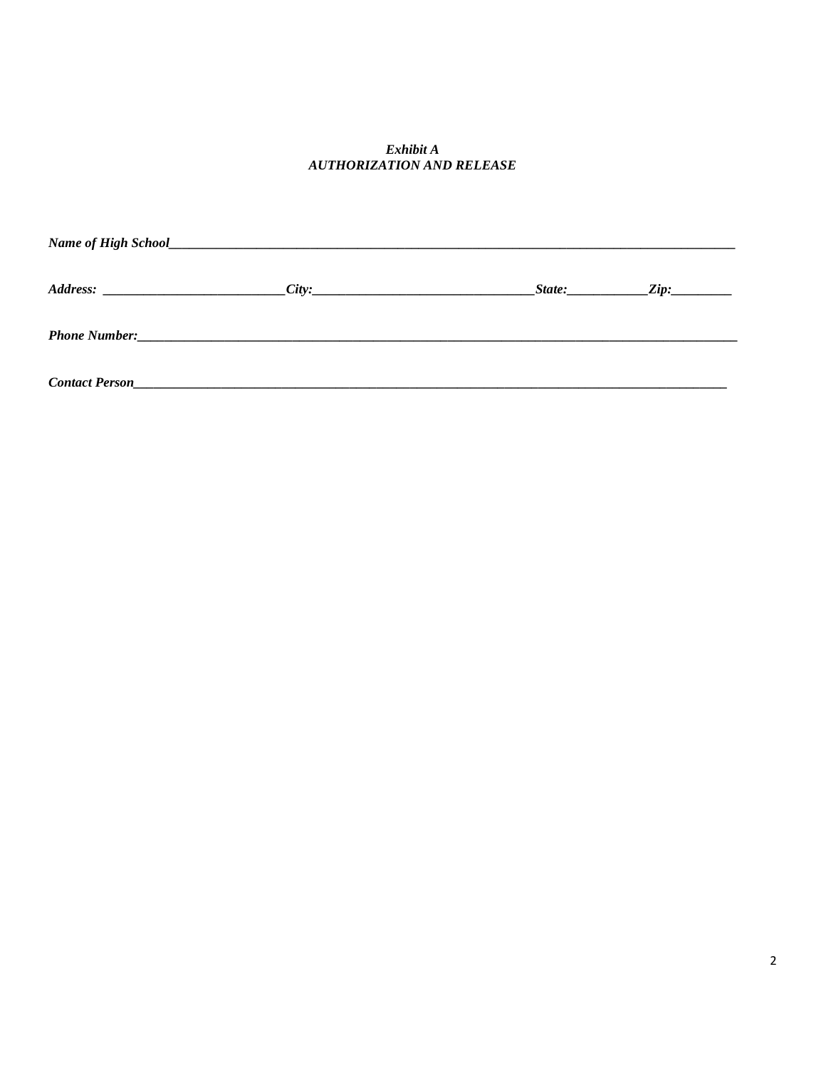***Exhibit A***
***AUTHORIZATION AND RELEASE***

***Name of High School*****________________________________________________________________________________**

***Address:*** **__________________________*****City:*****________________________________*****State:*****____________*****Zip:*****_________**

***Phone Number:*****___________________________________________________________________________________________**

***Contact Person*****_________________________________________________________________________________________**